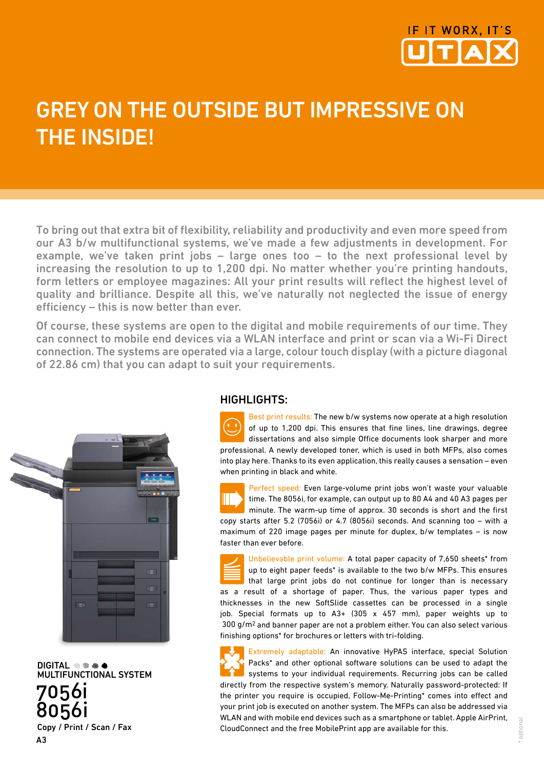IF IT WORX, IT'S UTAX

# GREY ON THE OUTSIDE BUT IMPRESSIVE ON THE INSIDE!

To bring out that extra bit of flexibility, reliability and productivity and even more speed from our A3 b/w multifunctional systems, we've made a few adjustments in development. For example, we've taken print jobs – large ones too – to the next professional level by increasing the resolution to up to 1,200 dpi. No matter whether you're printing handouts, form letters or employee magazines: All your print results will reflect the highest level of quality and brilliance. Despite all this, we've naturally not neglected the issue of energy efficiency – this is now better than ever.

Of course, these systems are open to the digital and mobile requirements of our time. They can connect to mobile end devices via a WLAN interface and print or scan via a Wi-Fi Direct connection. The systems are operated via a large, colour touch display (with a picture diagonal of 22.86 cm) that you can adapt to suit your requirements.

DIGITAL MULTIFUNCTIONAL SYSTEM

**7056i**
**8056i**

Copy / Print / Scan / Fax

A3

## HIGHLIGHTS:

**Best print results:** The new b/w systems now operate at a high resolution of up to 1,200 dpi. This ensures that fine lines, line drawings, degree dissertations and also simple Office documents look sharper and more professional. A newly developed toner, which is used in both MFPs, also comes into play here. Thanks to its even application, this really causes a sensation – even when printing in black and white.

**Perfect speed:** Even large-volume print jobs won't waste your valuable time. The 8056i, for example, can output up to 80 A4 and 40 A3 pages per minute. The warm-up time of approx. 30 seconds is short and the first copy starts after 5.2 (7056i) or 4.7 (8056i) seconds. And scanning too – with a maximum of 220 image pages per minute for duplex, b/w templates – is now faster than ever before.

**Unbelievable print volume:** A total paper capacity of 7,650 sheets* from up to eight paper feeds* is available to the two b/w MFPs. This ensures that large print jobs do not continue for longer than is necessary as a result of a shortage of paper. Thus, the various paper types and thicknesses in the new SoftSlide cassettes can be processed in a single job. Special formats up to A3+ (305 x 457 mm), paper weights up to 300 g/m² and banner paper are not a problem either. You can also select various finishing options* for brochures or letters with tri-folding.

**Extremely adaptable:** An innovative HyPAS interface, special Solution Packs* and other optional software solutions can be used to adapt the systems to your individual requirements. Recurring jobs can be called directly from the respective system's memory. Naturally password-protected: If the printer you require is occupied, Follow-Me-Printing* comes into effect and your print job is executed on another system. The MFPs can also be addressed via WLAN and with mobile end devices such as a smartphone or tablet. Apple AirPrint, CloudConnect and the free MobilePrint app are available for this.

\* optional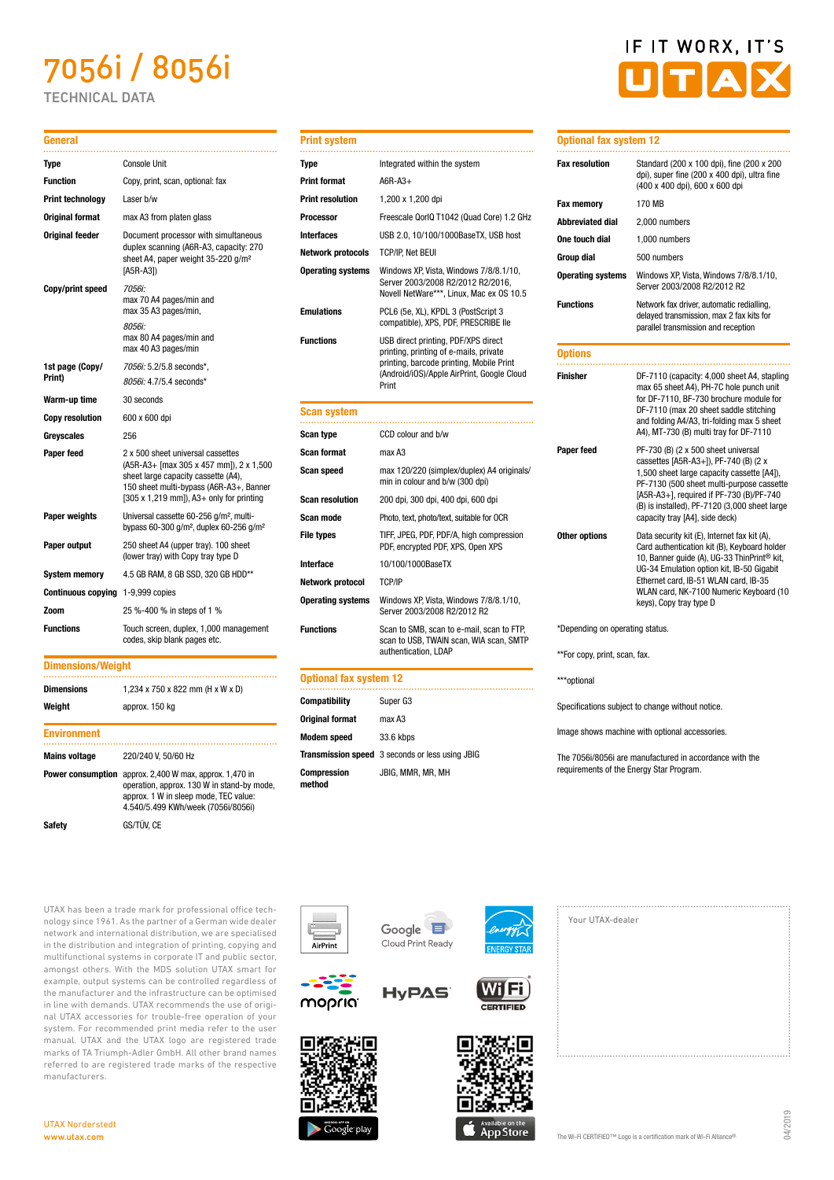# 7056i / 8056i

TECHNICAL DATA

IF IT WORX, IT'S UTAX

## General

| | |
|---|---|
| **Type** | Console Unit |
| **Function** | Copy, print, scan, optional: fax |
| **Print technology** | Laser b/w |
| **Original format** | max A3 from platen glass |
| **Original feeder** | Document processor with simultaneous duplex scanning (A6R-A3, capacity: 270 sheet A4, paper weight 35-220 g/m² [A5R-A3]) |
| **Copy/print speed** | *7056i:* max 70 A4 pages/min and max 35 A3 pages/min, *8056i:* max 80 A4 pages/min and max 40 A3 pages/min |
| **1st page (Copy/ Print)** | *7056i:* 5.2/5.8 seconds*, *8056i:* 4.7/5.4 seconds* |
| **Warm-up time** | 30 seconds |
| **Copy resolution** | 600 x 600 dpi |
| **Greyscales** | 256 |
| **Paper feed** | 2 x 500 sheet universal cassettes (A5R-A3+ [max 305 x 457 mm]), 2 x 1,500 sheet large capacity cassette (A4), 150 sheet multi-bypass (A6R-A3+, Banner [305 x 1,219 mm]), A3+ only for printing |
| **Paper weights** | Universal cassette 60-256 g/m², multi-bypass 60-300 g/m², duplex 60-256 g/m² |
| **Paper output** | 250 sheet A4 (upper tray). 100 sheet (lower tray) with Copy tray type D |
| **System memory** | 4.5 GB RAM, 8 GB SSD, 320 GB HDD** |
| **Continuous copying** | 1-9,999 copies |
| **Zoom** | 25 %-400 % in steps of 1 % |
| **Functions** | Touch screen, duplex, 1,000 management codes, skip blank pages etc. |

## Dimensions/Weight

| | |
|---|---|
| **Dimensions** | 1,234 x 750 x 822 mm (H x W x D) |
| **Weight** | approx. 150 kg |

## Environment

| | |
|---|---|
| **Mains voltage** | 220/240 V, 50/60 Hz |
| **Power consumption** | approx. 2,400 W max, approx. 1,470 in operation, approx. 130 W in stand-by mode, approx. 1 W in sleep mode, TEC value: 4.540/5.499 KWh/week (7056i/8056i) |
| **Safety** | GS/TÜV, CE |

## Print system

| | |
|---|---|
| **Type** | Integrated within the system |
| **Print format** | A6R-A3+ |
| **Print resolution** | 1,200 x 1,200 dpi |
| **Processor** | Freescale QorIQ T1042 (Quad Core) 1.2 GHz |
| **Interfaces** | USB 2.0, 10/100/1000BaseTX, USB host |
| **Network protocols** | TCP/IP, Net BEUI |
| **Operating systems** | Windows XP, Vista, Windows 7/8/8.1/10, Server 2003/2008 R2/2012 R2/2016, Novell NetWare***, Linux, Mac ex OS 10.5 |
| **Emulations** | PCL6 (5e, XL), KPDL 3 (PostScript 3 compatible), XPS, PDF, PRESCRIBE IIe |
| **Functions** | USB direct printing, PDF/XPS direct printing, printing of e-mails, private printing, barcode printing, Mobile Print (Android/iOS)/Apple AirPrint, Google Cloud Print |

## Scan system

| | |
|---|---|
| **Scan type** | CCD colour and b/w |
| **Scan format** | max A3 |
| **Scan speed** | max 120/220 (simplex/duplex) A4 originals/ min in colour and b/w (300 dpi) |
| **Scan resolution** | 200 dpi, 300 dpi, 400 dpi, 600 dpi |
| **Scan mode** | Photo, text, photo/text, suitable for OCR |
| **File types** | TIFF, JPEG, PDF, PDF/A, high compression PDF, encrypted PDF, XPS, Open XPS |
| **Interface** | 10/100/1000BaseTX |
| **Network protocol** | TCP/IP |
| **Operating systems** | Windows XP, Vista, Windows 7/8/8.1/10, Server 2003/2008 R2/2012 R2 |
| **Functions** | Scan to SMB, scan to e-mail, scan to FTP, scan to USB, TWAIN scan, WIA scan, SMTP authentication, LDAP |

## Optional fax system 12

| | |
|---|---|
| **Compatibility** | Super G3 |
| **Original format** | max A3 |
| **Modem speed** | 33.6 kbps |
| **Transmission speed** | 3 seconds or less using JBIG |
| **Compression method** | JBIG, MMR, MR, MH |

## Optional fax system 12

| | |
|---|---|
| **Fax resolution** | Standard (200 x 100 dpi), fine (200 x 200 dpi), super fine (200 x 400 dpi), ultra fine (400 x 400 dpi), 600 x 600 dpi |
| **Fax memory** | 170 MB |
| **Abbreviated dial** | 2,000 numbers |
| **One touch dial** | 1,000 numbers |
| **Group dial** | 500 numbers |
| **Operating systems** | Windows XP, Vista, Windows 7/8/8.1/10, Server 2003/2008 R2/2012 R2 |
| **Functions** | Network fax driver, automatic redialling, delayed transmission, max 2 fax kits for parallel transmission and reception |

## Options

| | |
|---|---|
| **Finisher** | DF-7110 (capacity: 4,000 sheet A4, stapling max 65 sheet A4), PH-7C hole punch unit for DF-7110, BF-730 brochure module for DF-7110 (max 20 sheet saddle stitching and folding A4/A3, tri-folding max 5 sheet A4), MT-730 (B) multi tray for DF-7110 |
| **Paper feed** | PF-730 (B) (2 x 500 sheet universal cassettes [A5R-A3+]), PF-740 (B) (2 x 1,500 sheet large capacity cassette [A4]), PF-7130 (500 sheet multi-purpose cassette [A5R-A3+], required if PF-730 (B)/PF-740 (B) is installed), PF-7120 (3,000 sheet large capacity tray [A4], side deck) |
| **Other options** | Data security kit (E), Internet fax kit (A), Card authentication kit (B), Keyboard holder 10, Banner guide (A), UG-33 ThinPrint® kit, UG-34 Emulation option kit, IB-50 Gigabit Ethernet card, IB-51 WLAN card, IB-35 WLAN card, NK-7100 Numeric Keyboard (10 keys), Copy tray type D |

*Depending on operating status.

**For copy, print, scan, fax.

***optional

Specifications subject to change without notice.

Image shows machine with optional accessories.

The 7056i/8056i are manufactured in accordance with the requirements of the Energy Star Program.

UTAX has been a trade mark for professional office technology since 1961. As the partner of a German wide dealer network and international distribution, we are specialised in the distribution and integration of printing, copying and multifunctional systems in corporate IT and public sector, amongst others. With the MDS solution UTAX smart for example, output systems can be controlled regardless of the manufacturer and the infrastructure can be optimised in line with demands. UTAX recommends the use of original UTAX accessories for trouble-free operation of your system. For recommended print media refer to the user manual. UTAX and the UTAX logo are registered trade marks of TA Triumph-Adler GmbH. All other brand names referred to are registered trade marks of the respective manufacturers.

AirPrint

Google Cloud Print Ready

ENERGY STAR

mopria

HyPAS

Wi-Fi CERTIFIED

Google play

Available on the App Store

Your UTAX-dealer

UTAX Norderstedt
www.utax.com

The Wi-Fi CERTIFIED™ Logo is a certification mark of Wi-Fi Alliance®

04/2019